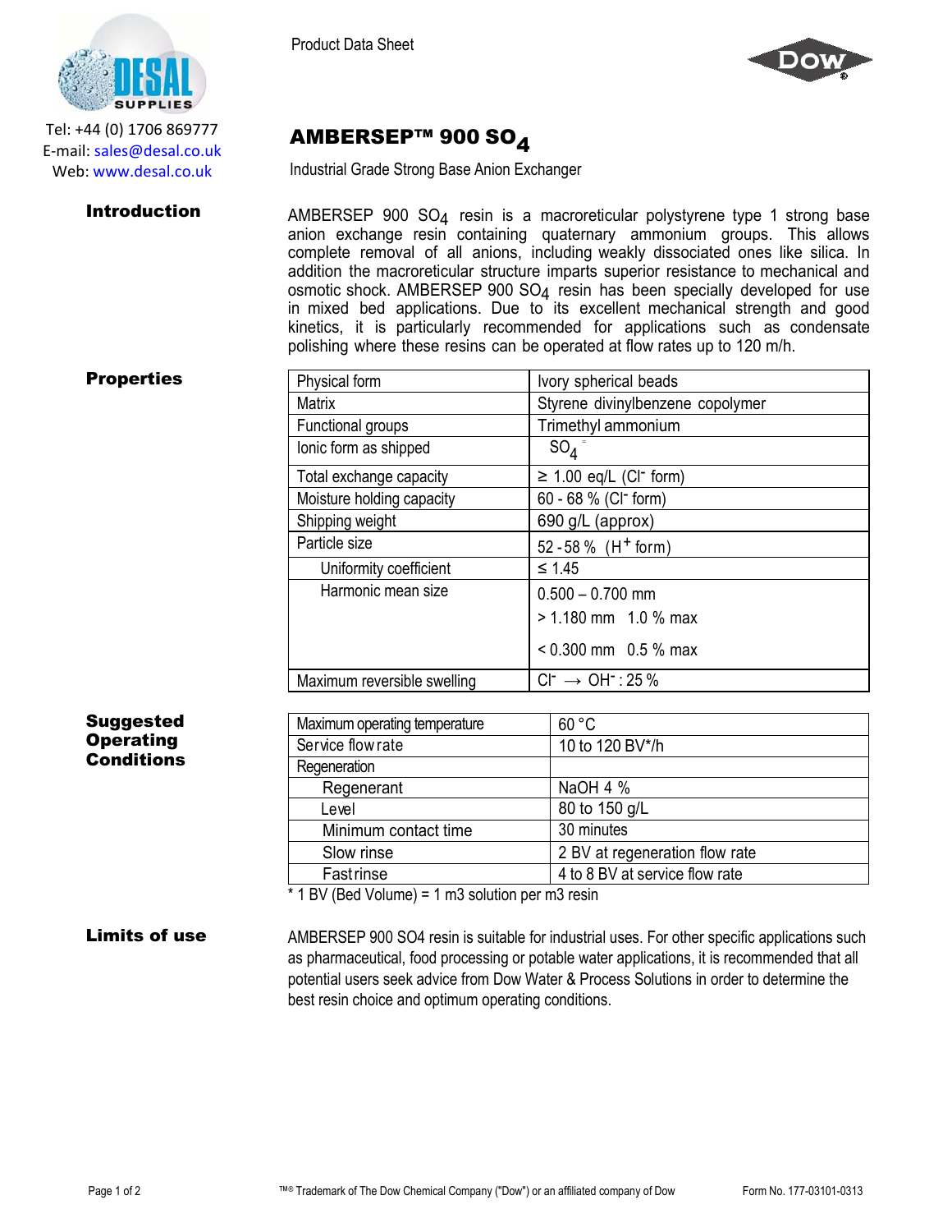Tel: +44 (0) 1706 869777
E-mail: sales@desal.co.uk
Web: www.desal.co.uk

Product Data Sheet

# AMBERSEP™ 900 $SO_4$

Industrial Grade Strong Base Anion Exchanger

## Introduction

AMBERSEP 900 $SO_4$ resin is a macroreticular polystyrene type 1 strong base anion exchange resin containing quaternary ammonium groups. This allows complete removal of all anions, including weakly dissociated ones like silica. In addition the macroreticular structure imparts superior resistance to mechanical and osmotic shock. AMBERSEP 900 $SO_4$ resin has been specially developed for use in mixed bed applications. Due to its excellent mechanical strength and good kinetics, it is particularly recommended for applications such as condensate polishing where these resins can be operated at flow rates up to 120 m/h.

## Properties

| | |
|---|---|
| Physical form | Ivory spherical beads |
| Matrix | Styrene divinylbenzene copolymer |
| Functional groups | Trimethyl ammonium |
| Ionic form as shipped | $SO_4^{=}$ |
| Total exchange capacity | ≥ 1.00 eq/L ($Cl^-$ form) |
| Moisture holding capacity | 60 - 68 % ($Cl^-$ form) |
| Shipping weight | 690 g/L (approx) |
| Particle size | 52 - 58 % ($H^+$ form) |
| Uniformity coefficient | ≤ 1.45 |
| Harmonic mean size | 0.500 – 0.700 mm<br>> 1.180 mm 1.0 % max<br>< 0.300 mm 0.5 % max |
| Maximum reversible swelling | $Cl^- \rightarrow OH^-$ : 25 % |

## Suggested Operating Conditions

| | |
|---|---|
| Maximum operating temperature | 60 °C |
| Service flow rate | 10 to 120 BV*/h |
| Regeneration | |
| Regenerant | NaOH 4 % |
| Level | 80 to 150 g/L |
| Minimum contact time | 30 minutes |
| Slow rinse | 2 BV at regeneration flow rate |
| Fast rinse | 4 to 8 BV at service flow rate |

* 1 BV (Bed Volume) = 1 m3 solution per m3 resin

## Limits of use

AMBERSEP 900 SO4 resin is suitable for industrial uses. For other specific applications such as pharmaceutical, food processing or potable water applications, it is recommended that all potential users seek advice from Dow Water & Process Solutions in order to determine the best resin choice and optimum operating conditions.

™® Trademark of The Dow Chemical Company ("Dow") or an affiliated company of Dow

Form No. 177-03101-0313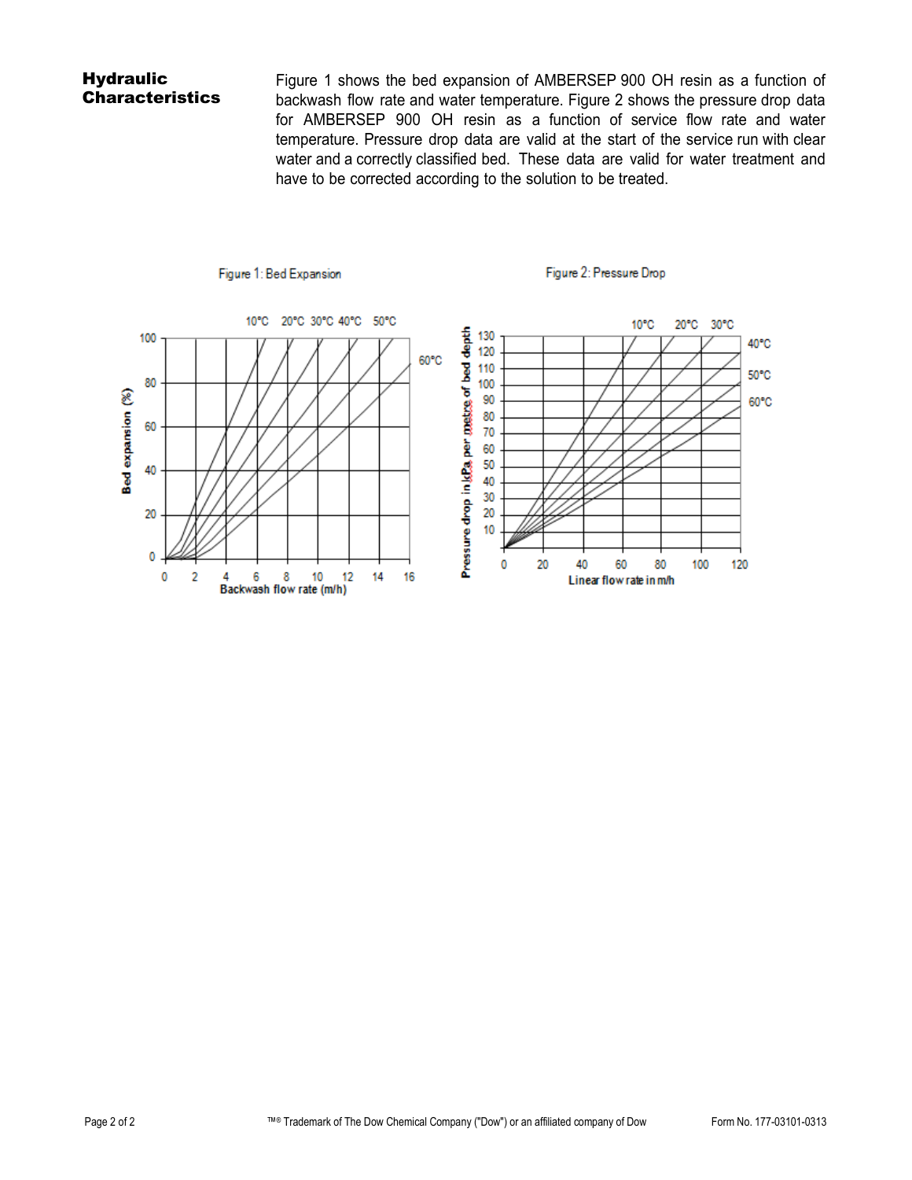## Hydraulic Characteristics

Figure 1 shows the bed expansion of AMBERSEP 900 OH resin as a function of backwash flow rate and water temperature. Figure 2 shows the pressure drop data for AMBERSEP 900 OH resin as a function of service flow rate and water temperature. Pressure drop data are valid at the start of the service run with clear water and a correctly classified bed. These data are valid for water treatment and have to be corrected according to the solution to be treated.

Figure 1: Bed Expansion

Figure 2: Pressure Drop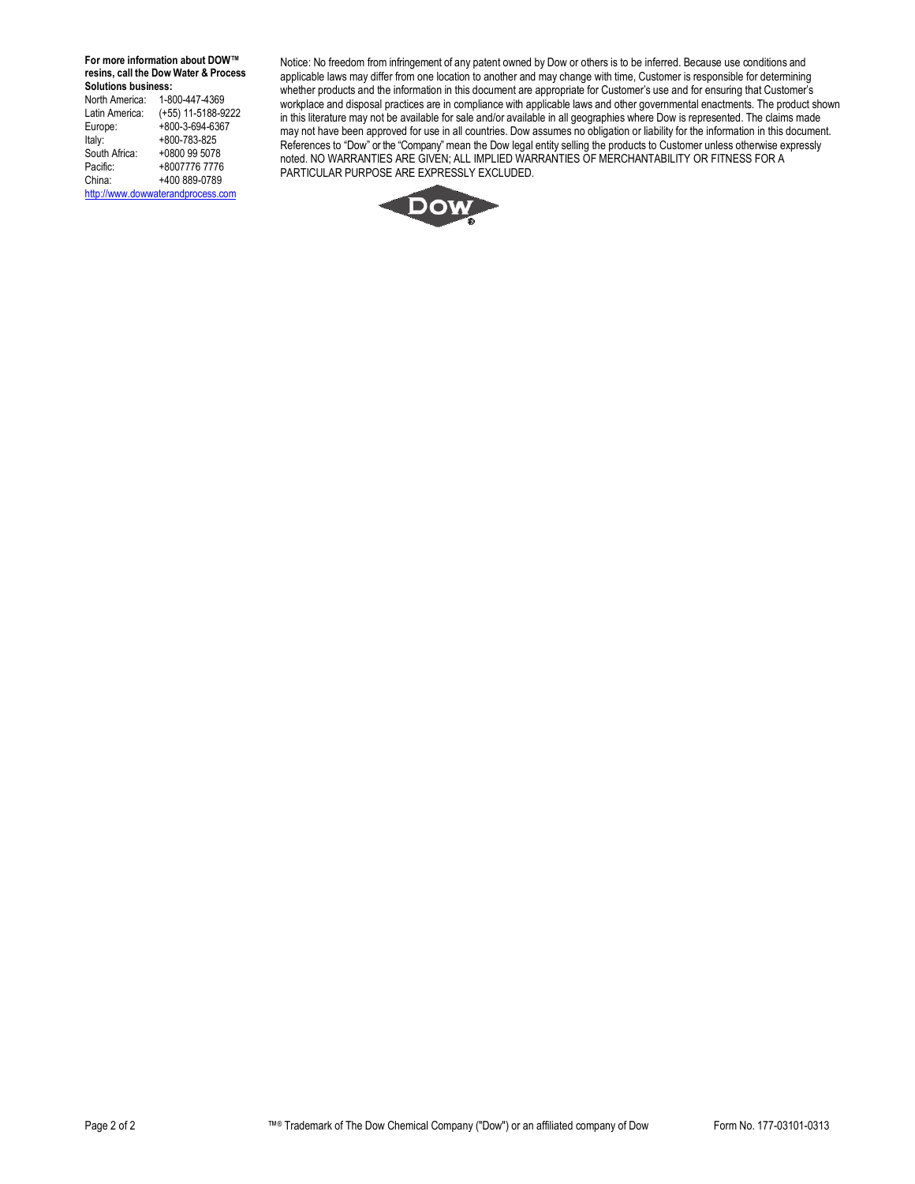**For more information about DOW™ resins, call the Dow Water & Process Solutions business:**

| | |
|---|---|
| North America: | 1-800-447-4369 |
| Latin America: | (+55) 11-5188-9222 |
| Europe: | +800-3-694-6367 |
| Italy: | +800-783-825 |
| South Africa: | +0800 99 5078 |
| Pacific: | +8007776 7776 |
| China: | +400 889-0789 |

http://www.dowwaterandprocess.com

Notice: No freedom from infringement of any patent owned by Dow or others is to be inferred. Because use conditions and applicable laws may differ from one location to another and may change with time, Customer is responsible for determining whether products and the information in this document are appropriate for Customer's use and for ensuring that Customer's workplace and disposal practices are in compliance with applicable laws and other governmental enactments. The product shown in this literature may not be available for sale and/or available in all geographies where Dow is represented. The claims made may not have been approved for use in all countries. Dow assumes no obligation or liability for the information in this document. References to "Dow" or the "Company" mean the Dow legal entity selling the products to Customer unless otherwise expressly noted. NO WARRANTIES ARE GIVEN; ALL IMPLIED WARRANTIES OF MERCHANTABILITY OR FITNESS FOR A PARTICULAR PURPOSE ARE EXPRESSLY EXCLUDED.

DOW®

™® Trademark of The Dow Chemical Company ("Dow") or an affiliated company of Dow

Form No. 177-03101-0313